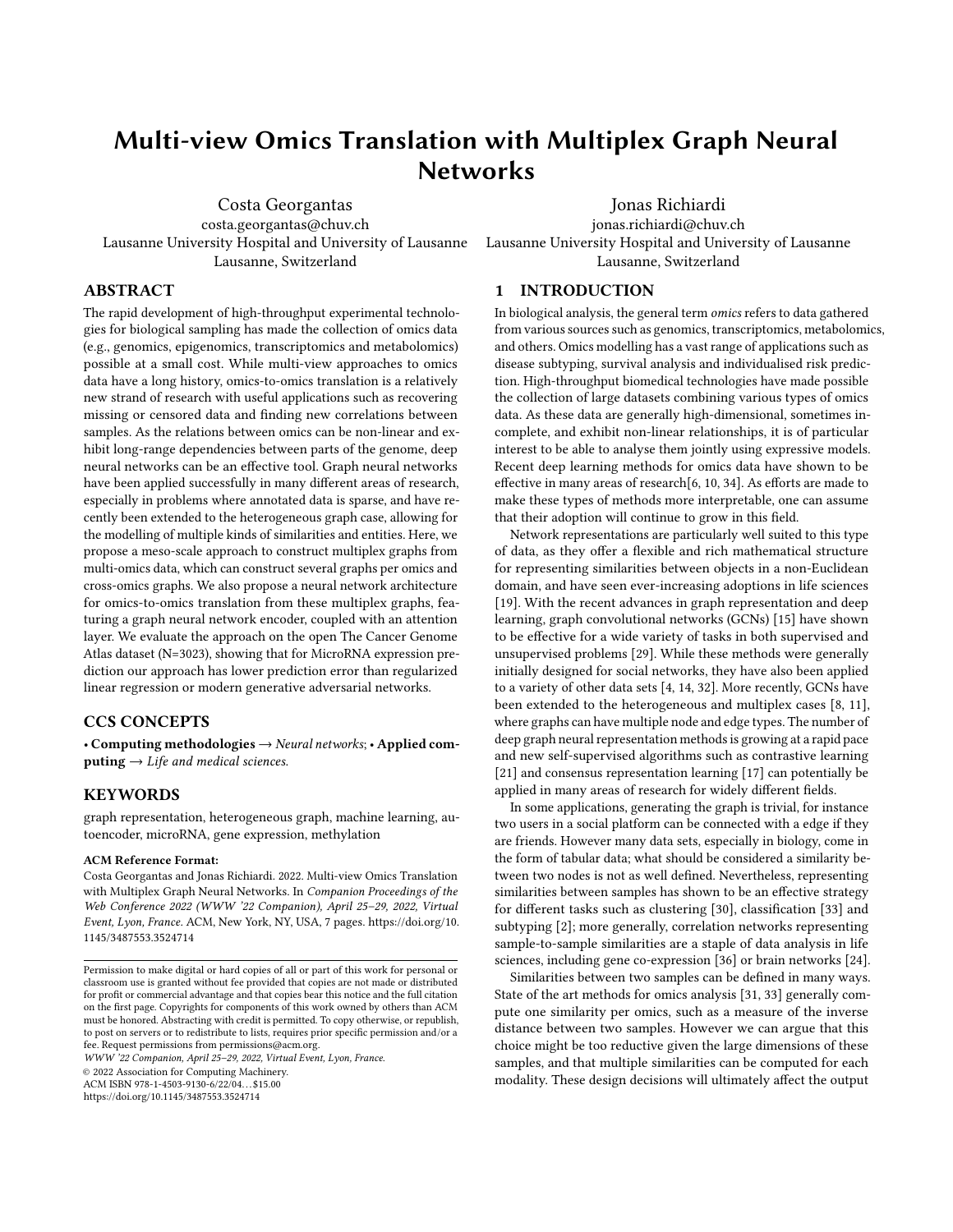# Multi-view Omics Translation with Multiplex Graph Neural Networks

Costa Georgantas
costa.georgantas@chuv.ch
Lausanne University Hospital and University of Lausanne
Lausanne, Switzerland

Jonas Richiardi
jonas.richiardi@chuv.ch
Lausanne University Hospital and University of Lausanne
Lausanne, Switzerland

## ABSTRACT

The rapid development of high-throughput experimental technologies for biological sampling has made the collection of omics data (e.g., genomics, epigenomics, transcriptomics and metabolomics) possible at a small cost. While multi-view approaches to omics data have a long history, omics-to-omics translation is a relatively new strand of research with useful applications such as recovering missing or censored data and finding new correlations between samples. As the relations between omics can be non-linear and exhibit long-range dependencies between parts of the genome, deep neural networks can be an effective tool. Graph neural networks have been applied successfully in many different areas of research, especially in problems where annotated data is sparse, and have recently been extended to the heterogeneous graph case, allowing for the modelling of multiple kinds of similarities and entities. Here, we propose a meso-scale approach to construct multiplex graphs from multi-omics data, which can construct several graphs per omics and cross-omics graphs. We also propose a neural network architecture for omics-to-omics translation from these multiplex graphs, featuring a graph neural network encoder, coupled with an attention layer. We evaluate the approach on the open The Cancer Genome Atlas dataset (N=3023), showing that for MicroRNA expression prediction our approach has lower prediction error than regularized linear regression or modern generative adversarial networks.

## CCS CONCEPTS

• **Computing methodologies** → *Neural networks*; • **Applied computing** → *Life and medical sciences.*

## KEYWORDS

graph representation, heterogeneous graph, machine learning, autoencoder, microRNA, gene expression, methylation

**ACM Reference Format:**
Costa Georgantas and Jonas Richiardi. 2022. Multi-view Omics Translation with Multiplex Graph Neural Networks. In *Companion Proceedings of the Web Conference 2022 (WWW '22 Companion), April 25–29, 2022, Virtual Event, Lyon, France.* ACM, New York, NY, USA, 7 pages. https://doi.org/10.1145/3487553.3524714

Permission to make digital or hard copies of all or part of this work for personal or classroom use is granted without fee provided that copies are not made or distributed for profit or commercial advantage and that copies bear this notice and the full citation on the first page. Copyrights for components of this work owned by others than ACM must be honored. Abstracting with credit is permitted. To copy otherwise, or republish, to post on servers or to redistribute to lists, requires prior specific permission and/or a fee. Request permissions from permissions@acm.org.
*WWW '22 Companion, April 25–29, 2022, Virtual Event, Lyon, France.*
© 2022 Association for Computing Machinery.
ACM ISBN 978-1-4503-9130-6/22/04…$15.00
https://doi.org/10.1145/3487553.3524714

## 1 INTRODUCTION

In biological analysis, the general term *omics* refers to data gathered from various sources such as genomics, transcriptomics, metabolomics, and others. Omics modelling has a vast range of applications such as disease subtyping, survival analysis and individualised risk prediction. High-throughput biomedical technologies have made possible the collection of large datasets combining various types of omics data. As these data are generally high-dimensional, sometimes incomplete, and exhibit non-linear relationships, it is of particular interest to be able to analyse them jointly using expressive models. Recent deep learning methods for omics data have shown to be effective in many areas of research[6, 10, 34]. As efforts are made to make these types of methods more interpretable, one can assume that their adoption will continue to grow in this field.

Network representations are particularly well suited to this type of data, as they offer a flexible and rich mathematical structure for representing similarities between objects in a non-Euclidean domain, and have seen ever-increasing adoptions in life sciences [19]. With the recent advances in graph representation and deep learning, graph convolutional networks (GCNs) [15] have shown to be effective for a wide variety of tasks in both supervised and unsupervised problems [29]. While these methods were generally initially designed for social networks, they have also been applied to a variety of other data sets [4, 14, 32]. More recently, GCNs have been extended to the heterogeneous and multiplex cases [8, 11], where graphs can have multiple node and edge types. The number of deep graph neural representation methods is growing at a rapid pace and new self-supervised algorithms such as contrastive learning [21] and consensus representation learning [17] can potentially be applied in many areas of research for widely different fields.

In some applications, generating the graph is trivial, for instance two users in a social platform can be connected with a edge if they are friends. However many data sets, especially in biology, come in the form of tabular data; what should be considered a similarity between two nodes is not as well defined. Nevertheless, representing similarities between samples has shown to be an effective strategy for different tasks such as clustering [30], classification [33] and subtyping [2]; more generally, correlation networks representing sample-to-sample similarities are a staple of data analysis in life sciences, including gene co-expression [36] or brain networks [24].

Similarities between two samples can be defined in many ways. State of the art methods for omics analysis [31, 33] generally compute one similarity per omics, such as a measure of the inverse distance between two samples. However we can argue that this choice might be too reductive given the large dimensions of these samples, and that multiple similarities can be computed for each modality. These design decisions will ultimately affect the output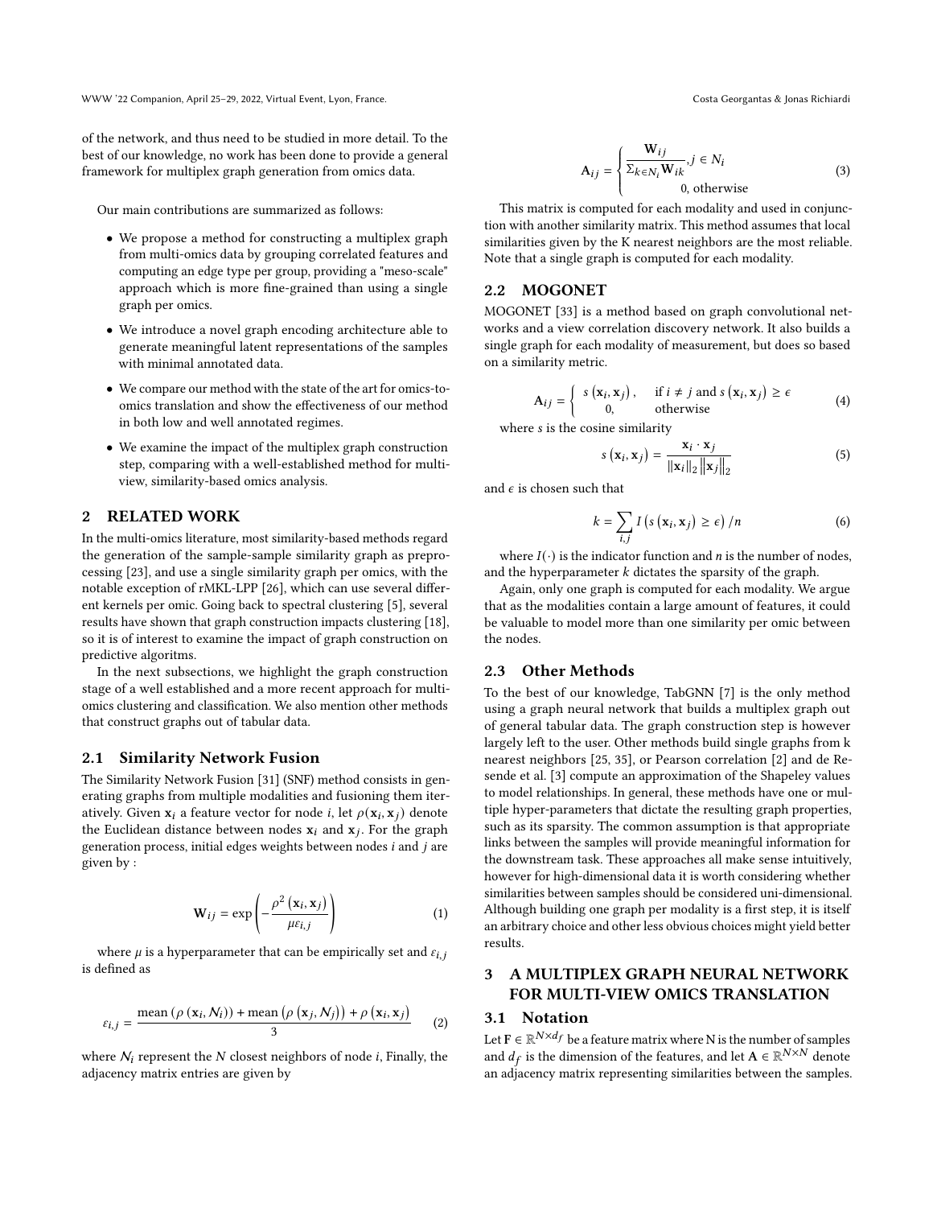of the network, and thus need to be studied in more detail. To the best of our knowledge, no work has been done to provide a general framework for multiplex graph generation from omics data.

Our main contributions are summarized as follows:

- We propose a method for constructing a multiplex graph from multi-omics data by grouping correlated features and computing an edge type per group, providing a "meso-scale" approach which is more fine-grained than using a single graph per omics.
- We introduce a novel graph encoding architecture able to generate meaningful latent representations of the samples with minimal annotated data.
- We compare our method with the state of the art for omics-to-omics translation and show the effectiveness of our method in both low and well annotated regimes.
- We examine the impact of the multiplex graph construction step, comparing with a well-established method for multi-view, similarity-based omics analysis.

## 2 RELATED WORK

In the multi-omics literature, most similarity-based methods regard the generation of the sample-sample similarity graph as preprocessing [23], and use a single similarity graph per omics, with the notable exception of rMKL-LPP [26], which can use several different kernels per omic. Going back to spectral clustering [5], several results have shown that graph construction impacts clustering [18], so it is of interest to examine the impact of graph construction on predictive algoritms.

In the next subsections, we highlight the graph construction stage of a well established and a more recent approach for multi-omics clustering and classification. We also mention other methods that construct graphs out of tabular data.

### 2.1 Similarity Network Fusion

The Similarity Network Fusion [31] (SNF) method consists in generating graphs from multiple modalities and fusioning them iteratively. Given $\mathbf{x}_i$ a feature vector for node $i$, let $\rho(\mathbf{x}_i, \mathbf{x}_j)$ denote the Euclidean distance between nodes $\mathbf{x}_i$ and $\mathbf{x}_j$. For the graph generation process, initial edges weights between nodes $i$ and $j$ are given by :

$$\mathbf{W}_{ij} = \exp\left(-\frac{\rho^2\left(\mathbf{x}_i, \mathbf{x}_j\right)}{\mu\varepsilon_{i,j}}\right) \tag{1}$$

where $\mu$ is a hyperparameter that can be empirically set and $\varepsilon_{i,j}$ is defined as

$$\varepsilon_{i,j} = \frac{\text{mean}\left(\rho\left(\mathbf{x}_i, \mathcal{N}_i\right)\right) + \text{mean}\left(\rho\left(\mathbf{x}_j, \mathcal{N}_j\right)\right) + \rho\left(\mathbf{x}_i, \mathbf{x}_j\right)}{3} \tag{2}$$

where $\mathcal{N}_i$ represent the $N$ closest neighbors of node $i$, Finally, the adjacency matrix entries are given by

$$\mathbf{A}_{ij} = \begin{cases} \dfrac{\mathbf{W}_{ij}}{\Sigma_{k \in N_i} \mathbf{W}_{ik}}, j \in N_i \\ 0, \text{otherwise} \end{cases} \tag{3}$$

This matrix is computed for each modality and used in conjunction with another similarity matrix. This method assumes that local similarities given by the K nearest neighbors are the most reliable. Note that a single graph is computed for each modality.

### 2.2 MOGONET

MOGONET [33] is a method based on graph convolutional networks and a view correlation discovery network. It also builds a single graph for each modality of measurement, but does so based on a similarity metric.

$$\mathbf{A}_{ij} = \begin{cases} s\left(\mathbf{x}_i, \mathbf{x}_j\right), & \text{if } i \neq j \text{ and } s\left(\mathbf{x}_i, \mathbf{x}_j\right) \geq \epsilon \\ 0, & \text{otherwise} \end{cases} \tag{4}$$

where $s$ is the cosine similarity

$$s\left(\mathbf{x}_i, \mathbf{x}_j\right) = \frac{\mathbf{x}_i \cdot \mathbf{x}_j}{\|\mathbf{x}_i\|_2 \|\mathbf{x}_j\|_2} \tag{5}$$

and $\epsilon$ is chosen such that

$$k = \sum_{i,j} I\left(s\left(\mathbf{x}_i, \mathbf{x}_j\right) \geq \epsilon\right)/n \tag{6}$$

where $I(\cdot)$ is the indicator function and $n$ is the number of nodes, and the hyperparameter $k$ dictates the sparsity of the graph.

Again, only one graph is computed for each modality. We argue that as the modalities contain a large amount of features, it could be valuable to model more than one similarity per omic between the nodes.

### 2.3 Other Methods

To the best of our knowledge, TabGNN [7] is the only method using a graph neural network that builds a multiplex graph out of general tabular data. The graph construction step is however largely left to the user. Other methods build single graphs from k nearest neighbors [25, 35], or Pearson correlation [2] and de Resende et al. [3] compute an approximation of the Shapeley values to model relationships. In general, these methods have one or multiple hyper-parameters that dictate the resulting graph properties, such as its sparsity. The common assumption is that appropriate links between the samples will provide meaningful information for the downstream task. These approaches all make sense intuitively, however for high-dimensional data it is worth considering whether similarities between samples should be considered uni-dimensional. Although building one graph per modality is a first step, it is itself an arbitrary choice and other less obvious choices might yield better results.

## 3 A MULTIPLEX GRAPH NEURAL NETWORK FOR MULTI-VIEW OMICS TRANSLATION

### 3.1 Notation

Let $\mathbf{F} \in \mathbb{R}^{N \times d_f}$ be a feature matrix where N is the number of samples and $d_f$ is the dimension of the features, and let $\mathbf{A} \in \mathbb{R}^{N \times N}$ denote an adjacency matrix representing similarities between the samples.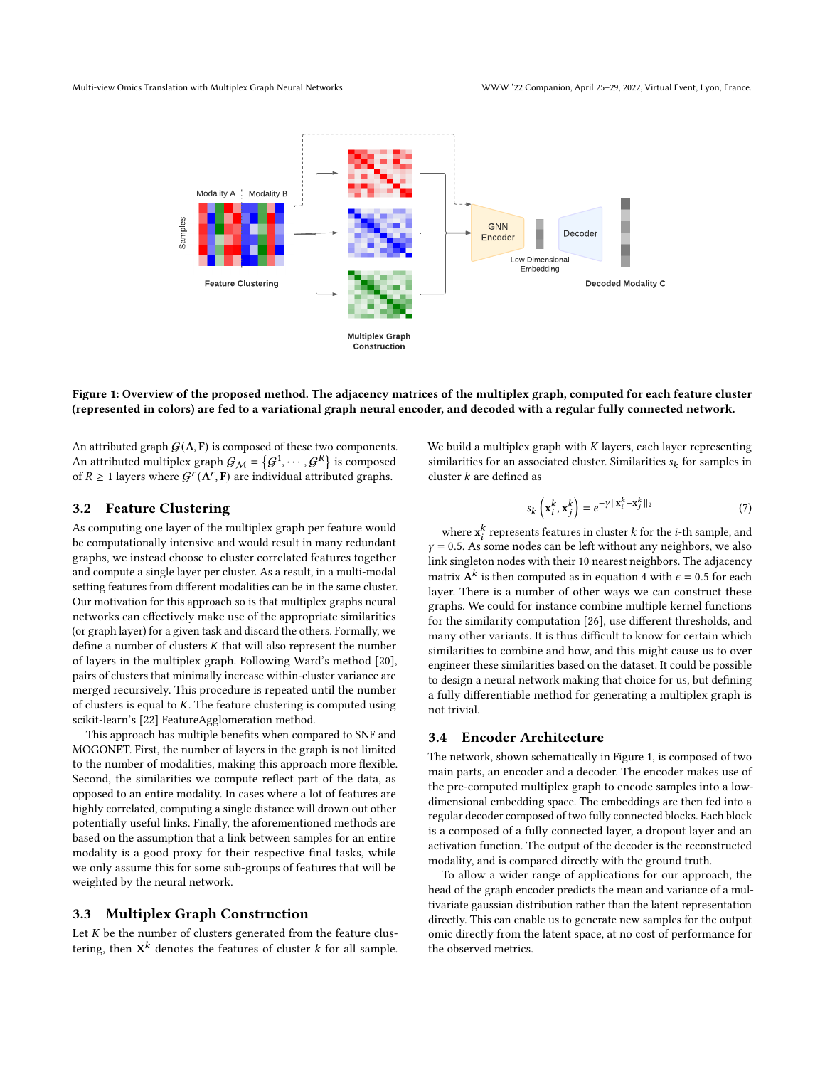Figure 1: Overview of the proposed method. The adjacency matrices of the multiplex graph, computed for each feature cluster (represented in colors) are fed to a variational graph neural encoder, and decoded with a regular fully connected network.

An attributed graph $\mathcal{G}(\mathbf{A}, \mathbf{F})$ is composed of these two components. An attributed multiplex graph $\mathcal{G}_{\mathcal{M}} = \{\mathcal{G}^1, \cdots, \mathcal{G}^R\}$ is composed of $R \geq 1$ layers where $\mathcal{G}^r(\mathbf{A}^r, \mathbf{F})$ are individual attributed graphs.

### 3.2 Feature Clustering

As computing one layer of the multiplex graph per feature would be computationally intensive and would result in many redundant graphs, we instead choose to cluster correlated features together and compute a single layer per cluster. As a result, in a multi-modal setting features from different modalities can be in the same cluster. Our motivation for this approach is that multiplex graphs neural networks can effectively make use of the appropriate similarities (or graph layer) for a given task and discard the others. Formally, we define a number of clusters $K$ that will also represent the number of layers in the multiplex graph. Following Ward's method [20], pairs of clusters that minimally increase within-cluster variance are merged recursively. This procedure is repeated until the number of clusters is equal to $K$. The feature clustering is computed using scikit-learn's [22] FeatureAgglomeration method.

This approach has multiple benefits when compared to SNF and MOGONET. First, the number of layers in the graph is not limited to the number of modalities, making this approach more flexible. Second, the similarities we compute reflect part of the data, as opposed to an entire modality. In cases where a lot of features are highly correlated, computing a single distance will drown out other potentially useful links. Finally, the aforementioned methods are based on the assumption that a link between samples for an entire modality is a good proxy for their respective final tasks, while we only assume this for some sub-groups of features that will be weighted by the neural network.

### 3.3 Multiplex Graph Construction

Let $K$ be the number of clusters generated from the feature clustering, then $\mathbf{X}^k$ denotes the features of cluster $k$ for all sample. We build a multiplex graph with $K$ layers, each layer representing similarities for an associated cluster. Similarities $s_k$ for samples in cluster $k$ are defined as

$$s_k\left(\mathbf{x}_i^k, \mathbf{x}_j^k\right) = e^{-\gamma \|\mathbf{x}_i^k - \mathbf{x}_j^k\|_2} \tag{7}$$

where $\mathbf{x}_i^k$ represents features in cluster $k$ for the $i$-th sample, and $\gamma = 0.5$. As some nodes can be left without any neighbors, we also link singleton nodes with their 10 nearest neighbors. The adjacency matrix $\mathbf{A}^k$ is then computed as in equation 4 with $\epsilon = 0.5$ for each layer. There is a number of other ways we can construct these graphs. We could for instance combine multiple kernel functions for the similarity computation [26], use different thresholds, and many other variants. It is thus difficult to know for certain which similarities to combine and how, and this might cause us to over engineer these similarities based on the dataset. It could be possible to design a neural network making that choice for us, but defining a fully differentiable method for generating a multiplex graph is not trivial.

### 3.4 Encoder Architecture

The network, shown schematically in Figure 1, is composed of two main parts, an encoder and a decoder. The encoder makes use of the pre-computed multiplex graph to encode samples into a low-dimensional embedding space. The embeddings are then fed into a regular decoder composed of two fully connected blocks. Each block is a composed of a fully connected layer, a dropout layer and an activation function. The output of the decoder is the reconstructed modality, and is compared directly with the ground truth.

To allow a wider range of applications for our approach, the head of the graph encoder predicts the mean and variance of a multivariate gaussian distribution rather than the latent representation directly. This can enable us to generate new samples for the output omic directly from the latent space, at no cost of performance for the observed metrics.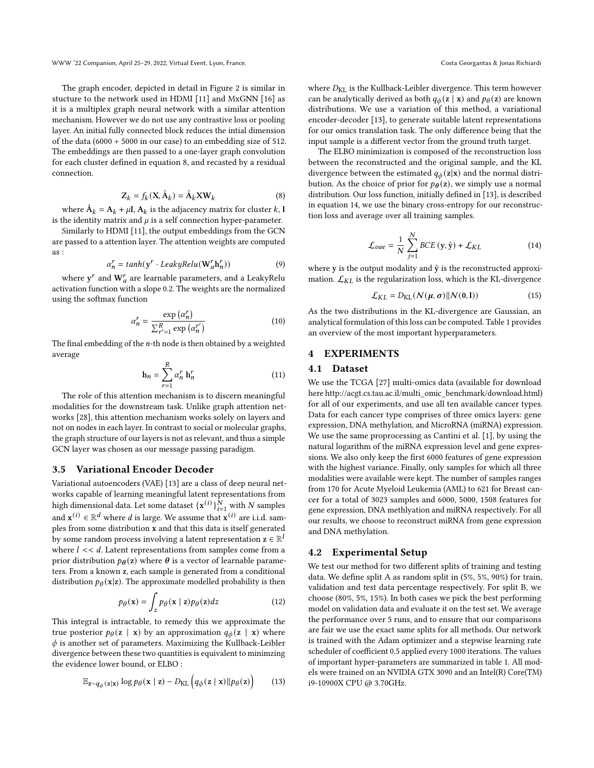The graph encoder, depicted in detail in Figure 2 is similar in stucture to the network used in HDMI [11] and MxGNN [16] as it is a multiplex graph neural network with a similar attention mechanism. However we do not use any contrastive loss or pooling layer. An initial fully connected block reduces the intial dimension of the data (6000 + 5000 in our case) to an embedding size of 512. The embeddings are then passed to a one-layer graph convolution for each cluster defined in equation 8, and recasted by a residual connection.

$$\mathbf{Z}_k = f_k(\mathbf{X}, \hat{\mathbf{A}}_k) = \hat{\mathbf{A}}_k \mathbf{X} \mathbf{W}_k \tag{8}$$

where $\hat{\mathbf{A}}_k = \mathbf{A}_k + \mu \mathbf{I}$, $\mathbf{A}_k$ is the adjacency matrix for cluster $k$, $\mathbf{I}$ is the identity matrix and $\mu$ is a self connection hyper-parameter.

Similarly to HDMI [11], the output embeddings from the GCN are passed to a attention layer. The attention weights are computed as :

$$\alpha_n^r = tanh(\mathbf{y}^r \cdot LeakyRelu(\mathbf{W}_a^r \mathbf{h}_n^r)) \tag{9}$$

where $\mathbf{y}^r$ and $\mathbf{W}_a^r$ are learnable parameters, and a LeakyRelu activation function with a slope 0.2. The weights are the normalized using the softmax function

$$\alpha_n^r = \frac{\exp\left(\alpha_n^r\right)}{\sum_{r'=1}^{R} \exp\left(\alpha_n^{r'}\right)} \tag{10}$$

The final embedding of the $n$-th node is then obtained by a weighted average

$$\mathbf{h}_n = \sum_{r=1}^{R} \alpha_n^r \, \mathbf{h}_n^r \tag{11}$$

The role of this attention mechanism is to discern meaningful modalities for the downstream task. Unlike graph attention networks [28], this attention mechanism works solely on layers and not on nodes in each layer. In contrast to social or molecular graphs, the graph structure of our layers is not as relevant, and thus a simple GCN layer was chosen as our message passing paradigm.

### 3.5 Variational Encoder Decoder

Variational autoencoders (VAE) [13] are a class of deep neural networks capable of learning meaningful latent representations from high dimensional data. Let some dataset $\{\mathbf{x}^{(i)}\}_{i=1}^{N}$ with $N$ samples and $\mathbf{x}^{(i)} \in \mathbb{R}^d$ where $d$ is large. We assume that $\mathbf{x}^{(i)}$ are i.i.d. samples from some distribution $\mathbf{x}$ and that this data is itself generated by some random process involving a latent representation $\mathbf{z} \in \mathbb{R}^l$ where $l << d$. Latent representations from samples come from a prior distribution $p_{\boldsymbol{\theta}}(\mathbf{z})$ where $\boldsymbol{\theta}$ is a vector of learnable parameters. From a known $\mathbf{z}$, each sample is generated from a conditional distribution $p_\theta(\mathbf{x}|\mathbf{z})$. The approximate modelled probability is then

$$p_\theta(\mathbf{x}) = \int_z p_\theta(\mathbf{x} \mid \mathbf{z}) p_\theta(\mathbf{z}) dz \tag{12}$$

This integral is intractable, to remedy this we approximate the true posterior $p_\theta(\mathbf{z} \mid \mathbf{x})$ by an approximation $q_\phi(\mathbf{z} \mid \mathbf{x})$ where $\phi$ is another set of parameters. Maximizing the Kullback-Leibler divergence between these two quantities is equivalent to minimzing the evidence lower bound, or ELBO :

$$\mathbb{E}_{\mathbf{z} \sim q_\phi(\mathbf{z}|\mathbf{x})} \log p_\theta(\mathbf{x} \mid \mathbf{z}) - D_{\mathrm{KL}}\left(q_\phi(\mathbf{z} \mid \mathbf{x}) \| p_\theta(\mathbf{z})\right) \tag{13}$$

where $D_{\mathrm{KL}}$ is the Kullback-Leibler divergence. This term however can be analytically derived as both $q_\phi(\mathbf{z} \mid \mathbf{x})$ and $p_\theta(\mathbf{z})$ are known distributions. We use a variation of this method, a variational encoder-decoder [13], to generate suitable latent representations for our omics translation task. The only difference being that the input sample is a different vector from the ground truth target.

The ELBO minimization is composed of the reconstruction loss between the reconstructed and the original sample, and the KL divergence between the estimated $q_\phi(\mathbf{z}|\mathbf{x})$ and the normal distribution. As the choice of prior for $p_{\boldsymbol{\theta}}(\mathbf{z})$, we simply use a normal distribution. Our loss function, initially defined in [13], is described in equation 14, we use the binary cross-entropy for our reconstruction loss and average over all training samples.

$$\mathcal{L}_{vae} = \frac{1}{N} \sum_{j=1}^{N} BCE\left(\mathbf{y}, \hat{\mathbf{y}}\right) + \mathcal{L}_{KL} \tag{14}$$

where $\mathbf{y}$ is the output modality and $\hat{\mathbf{y}}$ is the reconstructed approximation. $\mathcal{L}_{KL}$ is the regularization loss, which is the KL-divergence

$$\mathcal{L}_{KL} = D_{\mathrm{KL}}(\mathcal{N}(\boldsymbol{\mu}, \boldsymbol{\sigma}) \| \mathcal{N}(\mathbf{0}, \mathbf{I})) \tag{15}$$

As the two distributions in the KL-divergence are Gaussian, an analytical formulation of this loss can be computed. Table 1 provides an overview of the most important hyperparameters.

## 4 EXPERIMENTS

### 4.1 Dataset

We use the TCGA [27] multi-omics data (available for download here http://acgt.cs.tau.ac.il/multi_omic_benchmark/download.html) for all of our experiments, and use all ten available cancer types. Data for each cancer type comprises of three omics layers: gene expression, DNA methylation, and MicroRNA (miRNA) expression. We use the same proprocessing as Cantini et al. [1], by using the natural logarithm of the miRNA expression level and gene expressions. We also only keep the first 6000 features of gene expression with the highest variance. Finally, only samples for which all three modalities were available were kept. The number of samples ranges from 170 for Acute Myeloid Leukemia (AML) to 621 for Breast cancer for a total of 3023 samples and 6000, 5000, 1508 features for gene expression, DNA methlyation and miRNA respectively. For all our results, we choose to reconstruct miRNA from gene expression and DNA methylation.

### 4.2 Experimental Setup

We test our method for two different splits of training and testing data. We define split A as random split in (5%, 5%, 90%) for train, validation and test data percentage respectively. For split B, we choose (80%, 5%, 15%). In both cases we pick the best performing model on validation data and evaluate it on the test set. We average the performance over 5 runs, and to ensure that our comparisons are fair we use the exact same splits for all methods. Our network is trained with the Adam optimizer and a stepwise learning rate scheduler of coefficient 0.5 applied every 1000 iterations. The values of important hyper-parameters are summarized in table 1. All models were trained on an NVIDIA GTX 3090 and an Intel(R) Core(TM) i9-10900X CPU @ 3.70GHz.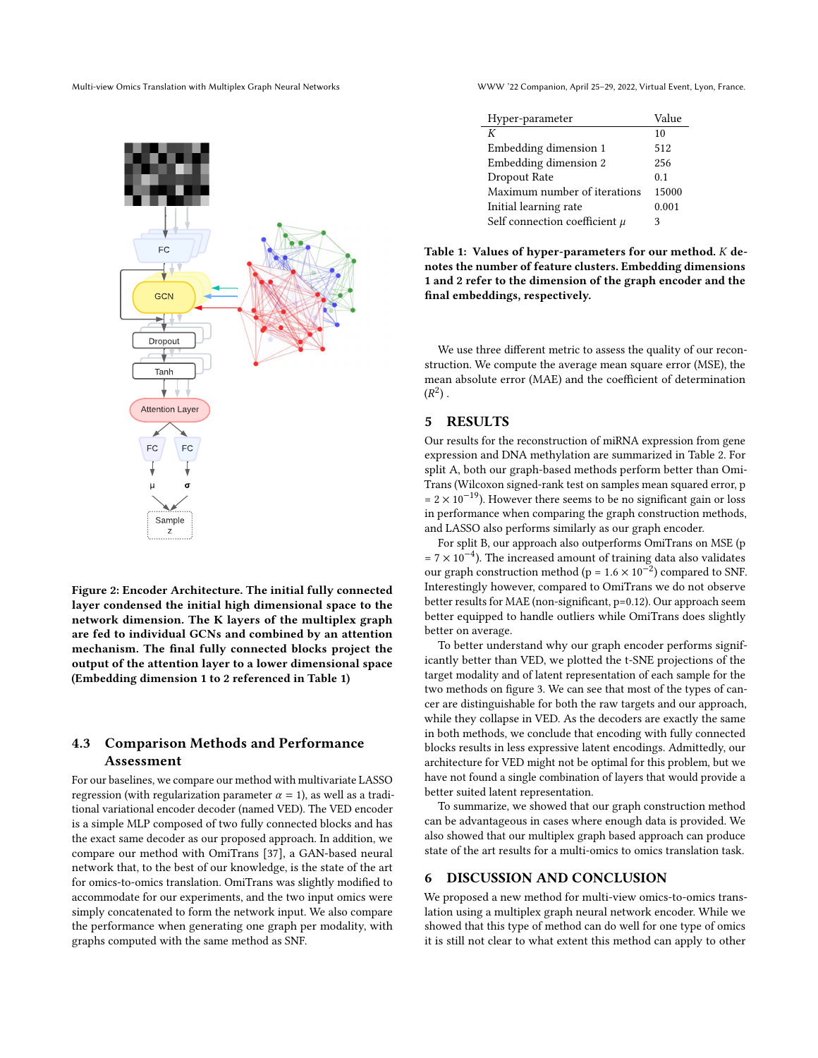Figure 2: Encoder Architecture. The initial fully connected layer condensed the initial high dimensional space to the network dimension. The K layers of the multiplex graph are fed to individual GCNs and combined by an attention mechanism. The final fully connected blocks project the output of the attention layer to a lower dimensional space (Embedding dimension 1 to 2 referenced in Table 1)

### 4.3 Comparison Methods and Performance Assessment

For our baselines, we compare our method with multivariate LASSO regression (with regularization parameter $\alpha = 1$), as well as a traditional variational encoder decoder (named VED). The VED encoder is a simple MLP composed of two fully connected blocks and has the exact same decoder as our proposed approach. In addition, we compare our method with OmiTrans [37], a GAN-based neural network that, to the best of our knowledge, is the state of the art for omics-to-omics translation. OmiTrans was slightly modified to accommodate for our experiments, and the two input omics were simply concatenated to form the network input. We also compare the performance when generating one graph per modality, with graphs computed with the same method as SNF.

| Hyper-parameter | Value |
|---|---|
| $K$ | 10 |
| Embedding dimension 1 | 512 |
| Embedding dimension 2 | 256 |
| Dropout Rate | 0.1 |
| Maximum number of iterations | 15000 |
| Initial learning rate | 0.001 |
| Self connection coefficient $\mu$ | 3 |

**Table 1: Values of hyper-parameters for our method. $K$ denotes the number of feature clusters. Embedding dimensions 1 and 2 refer to the dimension of the graph encoder and the final embeddings, respectively.**

We use three different metric to assess the quality of our reconstruction. We compute the average mean square error (MSE), the mean absolute error (MAE) and the coefficient of determination ($R^2$) .

## 5 RESULTS

Our results for the reconstruction of miRNA expression from gene expression and DNA methylation are summarized in Table 2. For split A, both our graph-based methods perform better than OmiTrans (Wilcoxon signed-rank test on samples mean squared error, p $= 2 \times 10^{-19}$). However there seems to be no significant gain or loss in performance when comparing the graph construction methods, and LASSO also performs similarly as our graph encoder.

For split B, our approach also outperforms OmiTrans on MSE (p $= 7 \times 10^{-4}$). The increased amount of training data also validates our graph construction method (p $= 1.6 \times 10^{-2}$) compared to SNF. Interestingly however, compared to OmiTrans we do not observe better results for MAE (non-significant, p=0.12). Our approach seem better equipped to handle outliers while OmiTrans does slightly better on average.

To better understand why our graph encoder performs significantly better than VED, we plotted the t-SNE projections of the target modality and of latent representation of each sample for the two methods on figure 3. We can see that most of the types of cancer are distinguishable for both the raw targets and our approach, while they collapse in VED. As the decoders are exactly the same in both methods, we conclude that encoding with fully connected blocks results in less expressive latent encodings. Admittedly, our architecture for VED might not be optimal for this problem, but we have not found a single combination of layers that would provide a better suited latent representation.

To summarize, we showed that our graph construction method can be advantageous in cases where enough data is provided. We also showed that our multiplex graph based approach can produce state of the art results for a multi-omics to omics translation task.

## 6 DISCUSSION AND CONCLUSION

We proposed a new method for multi-view omics-to-omics translation using a multiplex graph neural network encoder. While we showed that this type of method can do well for one type of omics it is still not clear to what extent this method can apply to other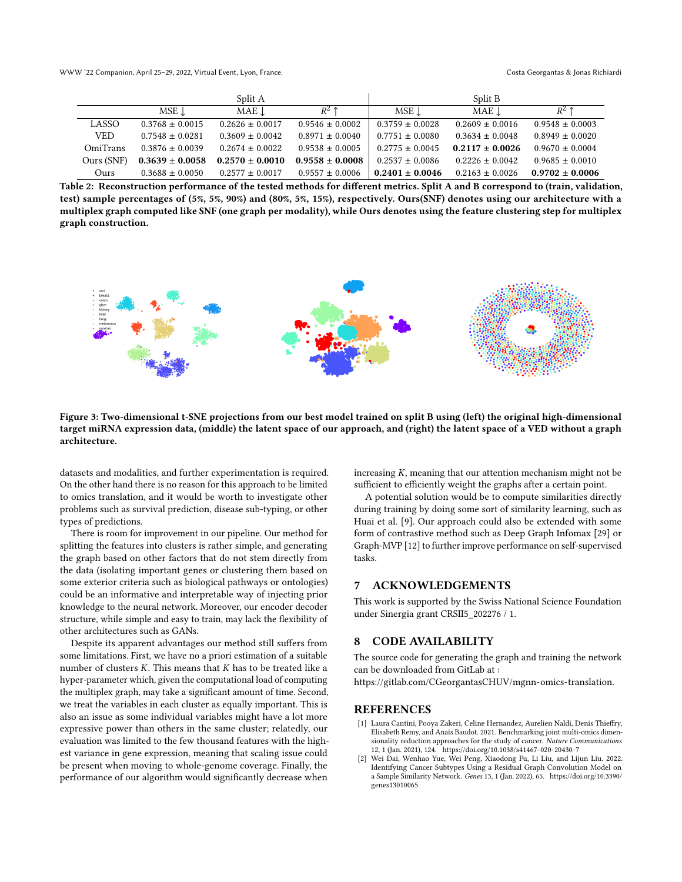| | Split A | | | Split B | | |
|---|---|---|---|---|---|---|
| | MSE ↓ | MAE ↓ | $R^2$ ↑ | MSE ↓ | MAE ↓ | $R^2$ ↑ |
| LASSO | 0.3768 ± 0.0015 | 0.2626 ± 0.0017 | 0.9546 ± 0.0002 | 0.3759 ± 0.0028 | 0.2609 ± 0.0016 | 0.9548 ± 0.0003 |
| VED | 0.7548 ± 0.0281 | 0.3609 ± 0.0042 | 0.8971 ± 0.0040 | 0.7751 ± 0.0080 | 0.3634 ± 0.0048 | 0.8949 ± 0.0020 |
| OmiTrans | 0.3876 ± 0.0039 | 0.2674 ± 0.0022 | 0.9538 ± 0.0005 | 0.2775 ± 0.0045 | **0.2117 ± 0.0026** | 0.9670 ± 0.0004 |
| Ours (SNF) | **0.3639 ± 0.0058** | **0.2570 ± 0.0010** | **0.9558 ± 0.0008** | 0.2537 ± 0.0086 | 0.2226 ± 0.0042 | 0.9685 ± 0.0010 |
| Ours | 0.3688 ± 0.0050 | 0.2577 ± 0.0017 | 0.9557 ± 0.0006 | **0.2401 ± 0.0046** | 0.2163 ± 0.0026 | **0.9702 ± 0.0006** |

**Table 2: Reconstruction performance of the tested methods for different metrics. Split A and B correspond to (train, validation, test) sample percentages of (5%, 5%, 90%) and (80%, 5%, 15%), respectively. Ours(SNF) denotes using our architecture with a multiplex graph computed like SNF (one graph per modality), while Ours denotes using the feature clustering step for multiplex graph construction.**

**Figure 3: Two-dimensional t-SNE projections from our best model trained on split B using (left) the original high-dimensional target miRNA expression data, (middle) the latent space of our approach, and (right) the latent space of a VED without a graph architecture.**

datasets and modalities, and further experimentation is required. On the other hand there is no reason for this approach to be limited to omics translation, and it would be worth to investigate other problems such as survival prediction, disease sub-typing, or other types of predictions.

There is room for improvement in our pipeline. Our method for splitting the features into clusters is rather simple, and generating the graph based on other factors that do not stem directly from the data (isolating important genes or clustering them based on some exterior criteria such as biological pathways or ontologies) could be an informative and interpretable way of injecting prior knowledge to the neural network. Moreover, our encoder decoder structure, while simple and easy to train, may lack the flexibility of other architectures such as GANs.

Despite its apparent advantages our method still suffers from some limitations. First, we have no a priori estimation of a suitable number of clusters $K$. This means that $K$ has to be treated like a hyper-parameter which, given the computational load of computing the multiplex graph, may take a significant amount of time. Second, we treat the variables in each cluster as equally important. This is also an issue as some individual variables might have a lot more expressive power than others in the same cluster; relatedly, our evaluation was limited to the few thousand features with the highest variance in gene expression, meaning that scaling issue could be present when moving to whole-genome coverage. Finally, the performance of our algorithm would significantly decrease when increasing $K$, meaning that our attention mechanism might not be sufficient to efficiently weight the graphs after a certain point.

A potential solution would be to compute similarities directly during training by doing some sort of similarity learning, such as Huai et al. [9]. Our approach could also be extended with some form of contrastive method such as Deep Graph Infomax [29] or Graph-MVP [12] to further improve performance on self-supervised tasks.

## 7 ACKNOWLEDGEMENTS

This work is supported by the Swiss National Science Foundation under Sinergia grant CRSII5_202276 / 1.

## 8 CODE AVAILABILITY

The source code for generating the graph and training the network can be downloaded from GitLab at :
https://gitlab.com/CGeorgantasCHUV/mgnn-omics-translation.

## REFERENCES

[1] Laura Cantini, Pooya Zakeri, Celine Hernandez, Aurelien Naldi, Denis Thieffry, Elisabeth Remy, and Anaïs Baudot. 2021. Benchmarking joint multi-omics dimensionality reduction approaches for the study of cancer. *Nature Communications* 12, 1 (Jan. 2021), 124. https://doi.org/10.1038/s41467-020-20430-7

[2] Wei Dai, Wenhao Yue, Wei Peng, Xiaodong Fu, Li Liu, and Lijun Liu. 2022. Identifying Cancer Subtypes Using a Residual Graph Convolution Model on a Sample Similarity Network. *Genes* 13, 1 (Jan. 2022), 65. https://doi.org/10.3390/genes13010065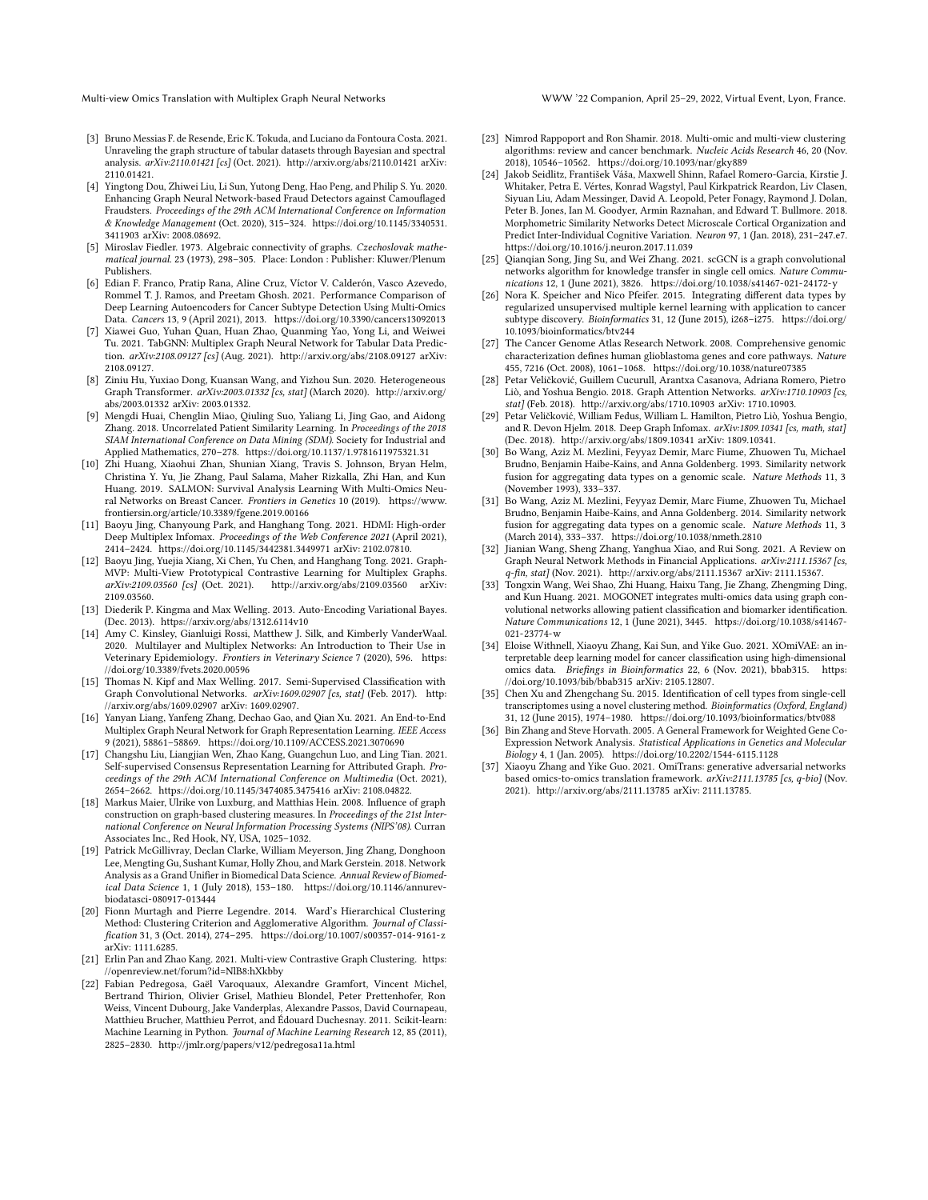[3] Bruno Messias F. de Resende, Eric K. Tokuda, and Luciano da Fontoura Costa. 2021. Unraveling the graph structure of tabular datasets through Bayesian and spectral analysis. *arXiv:2110.01421 [cs]* (Oct. 2021). http://arxiv.org/abs/2110.01421 arXiv: 2110.01421.

[4] Yingtong Dou, Zhiwei Liu, Li Sun, Yutong Deng, Hao Peng, and Philip S. Yu. 2020. Enhancing Graph Neural Network-based Fraud Detectors against Camouflaged Fraudsters. *Proceedings of the 29th ACM International Conference on Information & Knowledge Management* (Oct. 2020), 315–324. https://doi.org/10.1145/3340531.3411903 arXiv: 2008.08692.

[5] Miroslav Fiedler. 1973. Algebraic connectivity of graphs. *Czechoslovak mathematical journal.* 23 (1973), 298–305. Place: London : Publisher: Kluwer/Plenum Publishers.

[6] Edian F. Franco, Pratip Rana, Aline Cruz, Víctor V. Calderón, Vasco Azevedo, Rommel T. J. Ramos, and Preetam Ghosh. 2021. Performance Comparison of Deep Learning Autoencoders for Cancer Subtype Detection Using Multi-Omics Data. *Cancers* 13, 9 (April 2021), 2013. https://doi.org/10.3390/cancers13092013

[7] Xiawei Guo, Yuhan Quan, Huan Zhao, Quanming Yao, Yong Li, and Weiwei Tu. 2021. TabGNN: Multiplex Graph Neural Network for Tabular Data Prediction. *arXiv:2108.09127 [cs]* (Aug. 2021). http://arxiv.org/abs/2108.09127 arXiv: 2108.09127.

[8] Ziniu Hu, Yuxiao Dong, Kuansan Wang, and Yizhou Sun. 2020. Heterogeneous Graph Transformer. *arXiv:2003.01332 [cs, stat]* (March 2020). http://arxiv.org/abs/2003.01332 arXiv: 2003.01332.

[9] Mengdi Huai, Chenglin Miao, Qiuling Suo, Yaliang Li, Jing Gao, and Aidong Zhang. 2018. Uncorrelated Patient Similarity Learning. In *Proceedings of the 2018 SIAM International Conference on Data Mining (SDM)*. Society for Industrial and Applied Mathematics, 270–278. https://doi.org/10.1137/1.9781611975321.31

[10] Zhi Huang, Xiaohui Zhan, Shunian Xiang, Travis S. Johnson, Bryan Helm, Christina Y. Yu, Jie Zhang, Paul Salama, Maher Rizkalla, Zhi Han, and Kun Huang. 2019. SALMON: Survival Analysis Learning With Multi-Omics Neural Networks on Breast Cancer. *Frontiers in Genetics* 10 (2019). https://www.frontiersin.org/article/10.3389/fgene.2019.00166

[11] Baoyu Jing, Chanyoung Park, and Hanghang Tong. 2021. HDMI: High-order Deep Multiplex Infomax. *Proceedings of the Web Conference 2021* (April 2021), 2414–2424. https://doi.org/10.1145/3442381.3449971 arXiv: 2102.07810.

[12] Baoyu Jing, Yuejia Xiang, Xi Chen, Yu Chen, and Hanghang Tong. 2021. Graph-MVP: Multi-View Prototypical Contrastive Learning for Multiplex Graphs. *arXiv:2109.03560 [cs]* (Oct. 2021). http://arxiv.org/abs/2109.03560 arXiv: 2109.03560.

[13] Diederik P. Kingma and Max Welling. 2013. Auto-Encoding Variational Bayes. (Dec. 2013). https://arxiv.org/abs/1312.6114v10

[14] Amy C. Kinsley, Gianluigi Rossi, Matthew J. Silk, and Kimberly VanderWaal. 2020. Multilayer and Multiplex Networks: An Introduction to Their Use in Veterinary Epidemiology. *Frontiers in Veterinary Science* 7 (2020), 596. https://doi.org/10.3389/fvets.2020.00596

[15] Thomas N. Kipf and Max Welling. 2017. Semi-Supervised Classification with Graph Convolutional Networks. *arXiv:1609.02907 [cs, stat]* (Feb. 2017). http://arxiv.org/abs/1609.02907 arXiv: 1609.02907.

[16] Yanyan Liang, Yanfeng Zhang, Dechao Gao, and Qian Xu. 2021. An End-to-End Multiplex Graph Neural Network for Graph Representation Learning. *IEEE Access* 9 (2021), 58861–58869. https://doi.org/10.1109/ACCESS.2021.3070690

[17] Changshu Liu, Liangjian Wen, Zhao Kang, Guangchun Luo, and Ling Tian. 2021. Self-supervised Consensus Representation Learning for Attributed Graph. *Proceedings of the 29th ACM International Conference on Multimedia* (Oct. 2021), 2654–2662. https://doi.org/10.1145/3474085.3475416 arXiv: 2108.04822.

[18] Markus Maier, Ulrike von Luxburg, and Matthias Hein. 2008. Influence of graph construction on graph-based clustering measures. In *Proceedings of the 21st International Conference on Neural Information Processing Systems (NIPS'08)*. Curran Associates Inc., Red Hook, NY, USA, 1025–1032.

[19] Patrick McGillivray, Declan Clarke, William Meyerson, Jing Zhang, Donghoon Lee, Mengting Gu, Sushant Kumar, Holly Zhou, and Mark Gerstein. 2018. Network Analysis as a Grand Unifier in Biomedical Data Science. *Annual Review of Biomedical Data Science* 1, 1 (July 2018), 153–180. https://doi.org/10.1146/annurev-biodatasci-080917-013444

[20] Fionn Murtagh and Pierre Legendre. 2014. Ward's Hierarchical Clustering Method: Clustering Criterion and Agglomerative Algorithm. *Journal of Classification* 31, 3 (Oct. 2014), 274–295. https://doi.org/10.1007/s00357-014-9161-z arXiv: 1111.6285.

[21] Erlin Pan and Zhao Kang. 2021. Multi-view Contrastive Graph Clustering. https://openreview.net/forum?id=NlB8:hXkbby

[22] Fabian Pedregosa, Gaël Varoquaux, Alexandre Gramfort, Vincent Michel, Bertrand Thirion, Olivier Grisel, Mathieu Blondel, Peter Prettenhofer, Ron Weiss, Vincent Dubourg, Jake Vanderplas, Alexandre Passos, David Cournapeau, Matthieu Brucher, Matthieu Perrot, and Édouard Duchesnay. 2011. Scikit-learn: Machine Learning in Python. *Journal of Machine Learning Research* 12, 85 (2011), 2825–2830. http://jmlr.org/papers/v12/pedregosa11a.html

[23] Nimrod Rappoport and Ron Shamir. 2018. Multi-omic and multi-view clustering algorithms: review and cancer benchmark. *Nucleic Acids Research* 46, 20 (Nov. 2018), 10546–10562. https://doi.org/10.1093/nar/gky889

[24] Jakob Seidlitz, František Váša, Maxwell Shinn, Rafael Romero-Garcia, Kirstie J. Whitaker, Petra E. Vértes, Konrad Wagstyl, Paul Kirkpatrick Reardon, Liv Clasen, Siyuan Liu, Adam Messinger, David A. Leopold, Peter Fonagy, Raymond J. Dolan, Peter B. Jones, Ian M. Goodyer, Armin Raznahan, and Edward T. Bullmore. 2018. Morphometric Similarity Networks Detect Microscale Cortical Organization and Predict Inter-Individual Cognitive Variation. *Neuron* 97, 1 (Jan. 2018), 231–247.e7. https://doi.org/10.1016/j.neuron.2017.11.039

[25] Qianqian Song, Jing Su, and Wei Zhang. 2021. scGCN is a graph convolutional networks algorithm for knowledge transfer in single cell omics. *Nature Communications* 12, 1 (June 2021), 3826. https://doi.org/10.1038/s41467-021-24172-y

[26] Nora K. Speicher and Nico Pfeifer. 2015. Integrating different data types by regularized unsupervised multiple kernel learning with application to cancer subtype discovery. *Bioinformatics* 31, 12 (June 2015), i268–i275. https://doi.org/10.1093/bioinformatics/btv244

[27] The Cancer Genome Atlas Research Network. 2008. Comprehensive genomic characterization defines human glioblastoma genes and core pathways. *Nature* 455, 7216 (Oct. 2008), 1061–1068. https://doi.org/10.1038/nature07385

[28] Petar Veličković, Guillem Cucurull, Arantxa Casanova, Adriana Romero, Pietro Liò, and Yoshua Bengio. 2018. Graph Attention Networks. *arXiv:1710.10903 [cs, stat]* (Feb. 2018). http://arxiv.org/abs/1710.10903 arXiv: 1710.10903.

[29] Petar Veličković, William Fedus, William L. Hamilton, Pietro Liò, Yoshua Bengio, and R. Devon Hjelm. 2018. Deep Graph Infomax. *arXiv:1809.10341 [cs, math, stat]* (Dec. 2018). http://arxiv.org/abs/1809.10341 arXiv: 1809.10341.

[30] Bo Wang, Aziz M. Mezlini, Feyyaz Demir, Marc Fiume, Zhuowen Tu, Michael Brudno, Benjamin Haibe-Kains, and Anna Goldenberg. 1993. Similarity network fusion for aggregating data types on a genomic scale. *Nature Methods* 11, 3 (November 1993), 333–337.

[31] Bo Wang, Aziz M. Mezlini, Feyyaz Demir, Marc Fiume, Zhuowen Tu, Michael Brudno, Benjamin Haibe-Kains, and Anna Goldenberg. 2014. Similarity network fusion for aggregating data types on a genomic scale. *Nature Methods* 11, 3 (March 2014), 333–337. https://doi.org/10.1038/nmeth.2810

[32] Jianian Wang, Sheng Zhang, Yanghua Xiao, and Rui Song. 2021. A Review on Graph Neural Network Methods in Financial Applications. *arXiv:2111.15367 [cs, q-fin, stat]* (Nov. 2021). http://arxiv.org/abs/2111.15367 arXiv: 2111.15367.

[33] Tongxin Wang, Wei Shao, Zhi Huang, Haixu Tang, Jie Zhang, Zhengming Ding, and Kun Huang. 2021. MOGONET integrates multi-omics data using graph convolutional networks allowing patient classification and biomarker identification. *Nature Communications* 12, 1 (June 2021), 3445. https://doi.org/10.1038/s41467-021-23774-w

[34] Eloise Withnell, Xiaoyu Zhang, Kai Sun, and Yike Guo. 2021. XOmiVAE: an interpretable deep learning model for cancer classification using high-dimensional omics data. *Briefings in Bioinformatics* 22, 6 (Nov. 2021), bbab315. https://doi.org/10.1093/bib/bbab315 arXiv: 2105.12807.

[35] Chen Xu and Zhengchang Su. 2015. Identification of cell types from single-cell transcriptomes using a novel clustering method. *Bioinformatics (Oxford, England)* 31, 12 (June 2015), 1974–1980. https://doi.org/10.1093/bioinformatics/btv088

[36] Bin Zhang and Steve Horvath. 2005. A General Framework for Weighted Gene Co-Expression Network Analysis. *Statistical Applications in Genetics and Molecular Biology* 4, 1 (Jan. 2005). https://doi.org/10.2202/1544-6115.1128

[37] Xiaoyu Zhang and Yike Guo. 2021. OmiTrans: generative adversarial networks based omics-to-omics translation framework. *arXiv:2111.13785 [cs, q-bio]* (Nov. 2021). http://arxiv.org/abs/2111.13785 arXiv: 2111.13785.